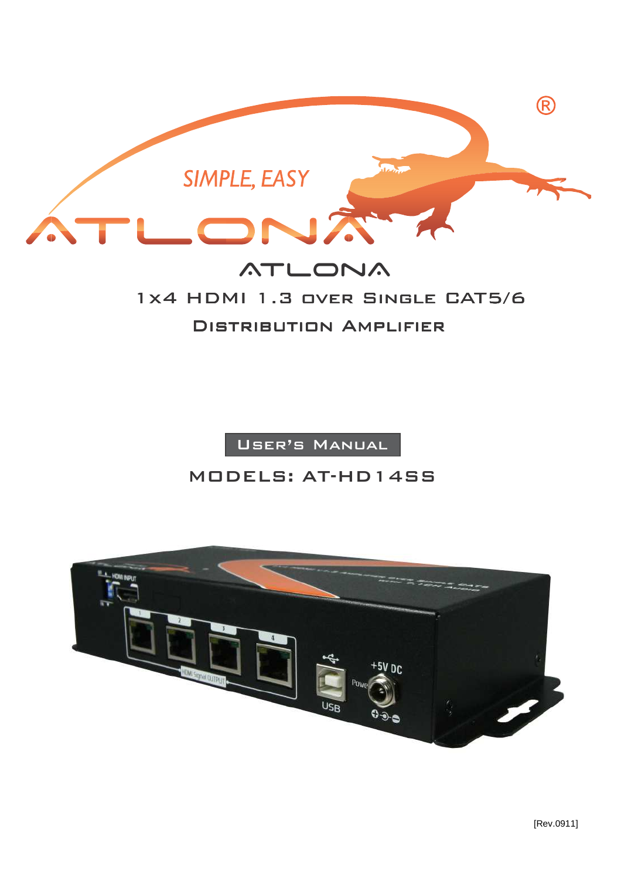# ATLONA

## 1x4 HDMI 1.3 over Single CAT5/6 Distribution Amplifier

**User's Manual**

## MODELS: AT-HD14SS

[Rev.0911]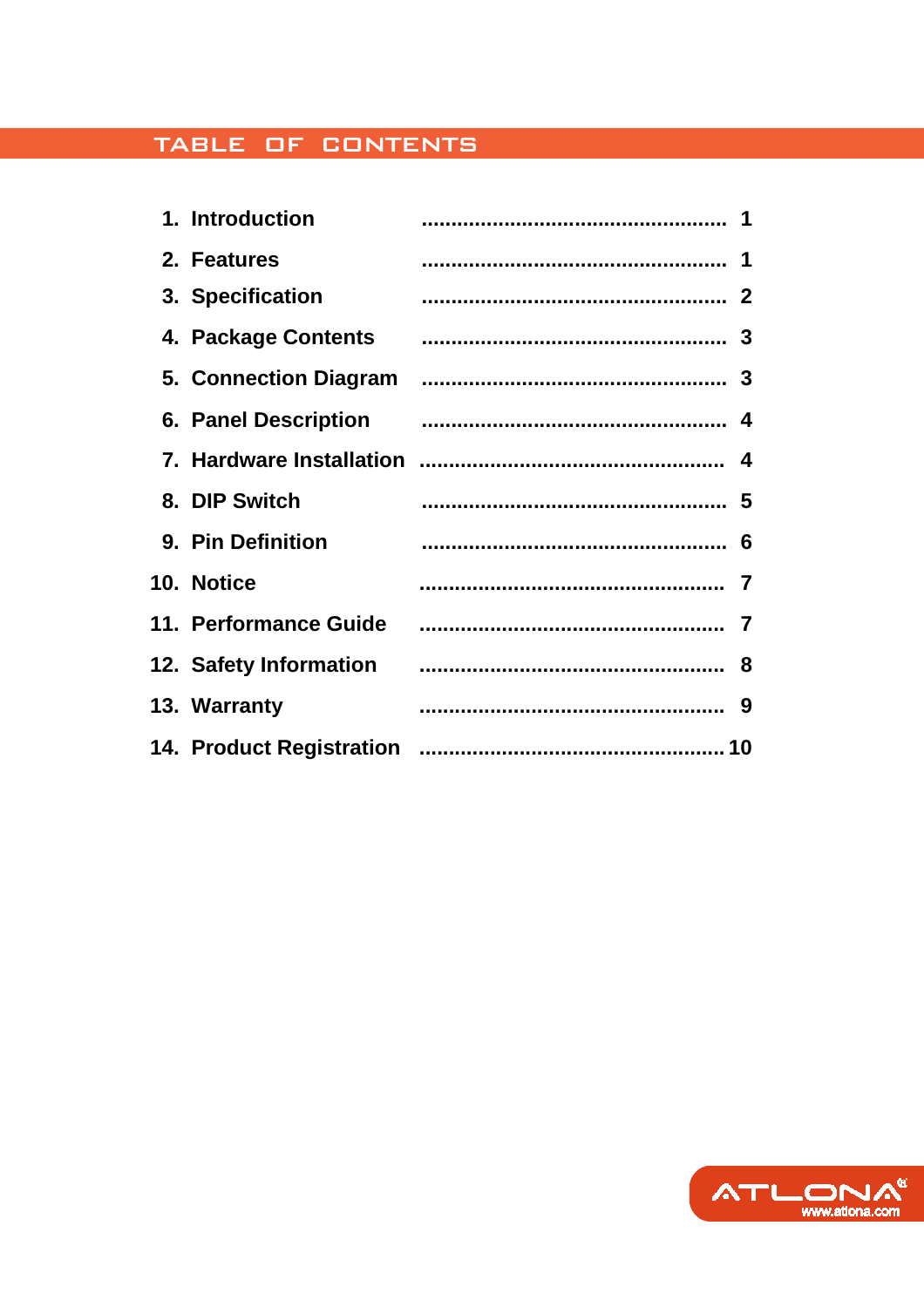# TABLE OF CONTENTS

| | |
|---|---|
| 1. Introduction | 1 |
| 2. Features | 1 |
| 3. Specification | 2 |
| 4. Package Contents | 3 |
| 5. Connection Diagram | 3 |
| 6. Panel Description | 4 |
| 7. Hardware Installation | 4 |
| 8. DIP Switch | 5 |
| 9. Pin Definition | 6 |
| 10. Notice | 7 |
| 11. Performance Guide | 7 |
| 12. Safety Information | 8 |
| 13. Warranty | 9 |
| 14. Product Registration | 10 |

ATLONA www.atlona.com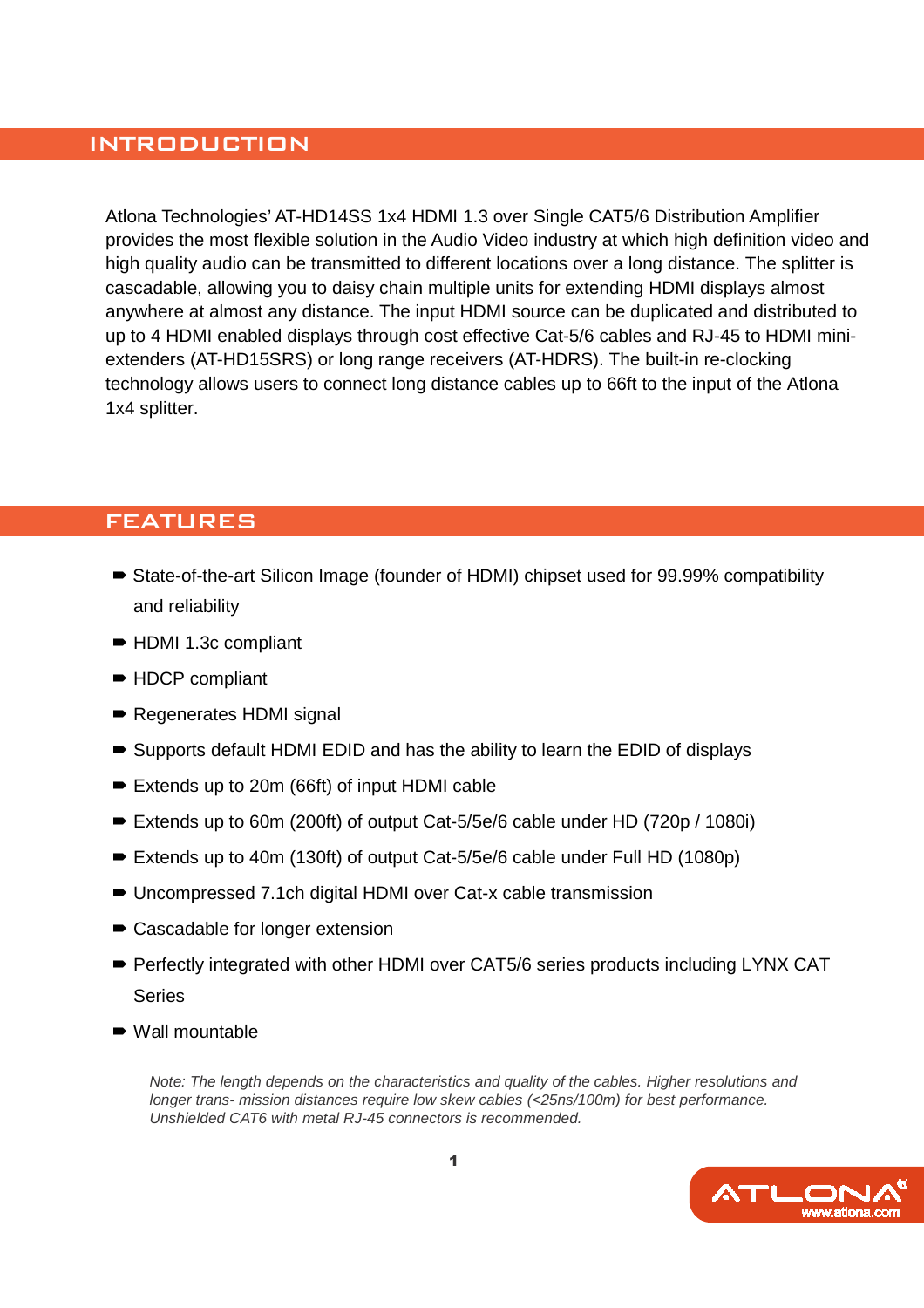## INTRODUCTION

Atlona Technologies' AT-HD14SS 1x4 HDMI 1.3 over Single CAT5/6 Distribution Amplifier provides the most flexible solution in the Audio Video industry at which high definition video and high quality audio can be transmitted to different locations over a long distance. The splitter is cascadable, allowing you to daisy chain multiple units for extending HDMI displays almost anywhere at almost any distance. The input HDMI source can be duplicated and distributed to up to 4 HDMI enabled displays through cost effective Cat-5/6 cables and RJ-45 to HDMI mini-extenders (AT-HD15SRS) or long range receivers (AT-HDRS). The built-in re-clocking technology allows users to connect long distance cables up to 66ft to the input of the Atlona 1x4 splitter.

## FEATURES

- State-of-the-art Silicon Image (founder of HDMI) chipset used for 99.99% compatibility and reliability
- HDMI 1.3c compliant
- HDCP compliant
- Regenerates HDMI signal
- Supports default HDMI EDID and has the ability to learn the EDID of displays
- Extends up to 20m (66ft) of input HDMI cable
- Extends up to 60m (200ft) of output Cat-5/5e/6 cable under HD (720p / 1080i)
- Extends up to 40m (130ft) of output Cat-5/5e/6 cable under Full HD (1080p)
- Uncompressed 7.1ch digital HDMI over Cat-x cable transmission
- Cascadable for longer extension
- Perfectly integrated with other HDMI over CAT5/6 series products including LYNX CAT Series
- Wall mountable

*Note: The length depends on the characteristics and quality of the cables. Higher resolutions and longer trans- mission distances require low skew cables (<25ns/100m) for best performance. Unshielded CAT6 with metal RJ-45 connectors is recommended.*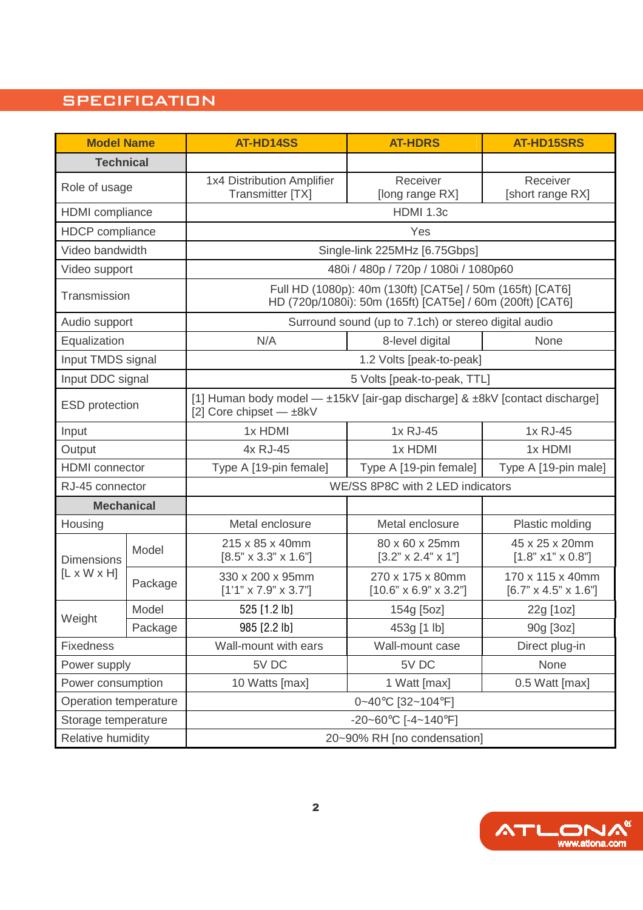## SPECIFICATION

| Model Name | | AT-HD14SS | AT-HDRS | AT-HD15SRS |
|---|---|---|---|---|
| **Technical** | | | | |
| Role of usage | | 1x4 Distribution Amplifier Transmitter [TX] | Receiver [long range RX] | Receiver [short range RX] |
| HDMI compliance | | HDMI 1.3c | | |
| HDCP compliance | | Yes | | |
| Video bandwidth | | Single-link 225MHz [6.75Gbps] | | |
| Video support | | 480i / 480p / 720p / 1080i / 1080p60 | | |
| Transmission | | Full HD (1080p): 40m (130ft) [CAT5e] / 50m (165ft) [CAT6] HD (720p/1080i): 50m (165ft) [CAT5e] / 60m (200ft) [CAT6] | | |
| Audio support | | Surround sound (up to 7.1ch) or stereo digital audio | | |
| Equalization | | N/A | 8-level digital | None |
| Input TMDS signal | | 1.2 Volts [peak-to-peak] | | |
| Input DDC signal | | 5 Volts [peak-to-peak, TTL] | | |
| ESD protection | | [1] Human body model — ±15kV [air-gap discharge] & ±8kV [contact discharge] [2] Core chipset — ±8kV | | |
| Input | | 1x HDMI | 1x RJ-45 | 1x RJ-45 |
| Output | | 4x RJ-45 | 1x HDMI | 1x HDMI |
| HDMI connector | | Type A [19-pin female] | Type A [19-pin female] | Type A [19-pin male] |
| RJ-45 connector | | WE/SS 8P8C with 2 LED indicators | | |
| **Mechanical** | | | | |
| Housing | | Metal enclosure | Metal enclosure | Plastic molding |
| Dimensions [L x W x H] | Model | 215 x 85 x 40mm [8.5" x 3.3" x 1.6"] | 80 x 60 x 25mm [3.2" x 2.4" x 1"] | 45 x 25 x 20mm [1.8" x1" x 0.8"] |
| | Package | 330 x 200 x 95mm [1'1" x 7.9" x 3.7"] | 270 x 175 x 80mm [10.6" x 6.9" x 3.2"] | 170 x 115 x 40mm [6.7" x 4.5" x 1.6"] |
| Weight | Model | 525 [1.2 lb] | 154g [5oz] | 22g [1oz] |
| | Package | 985 [2.2 lb] | 453g [1 lb] | 90g [3oz] |
| Fixedness | | Wall-mount with ears | Wall-mount case | Direct plug-in |
| Power supply | | 5V DC | 5V DC | None |
| Power consumption | | 10 Watts [max] | 1 Watt [max] | 0.5 Watt [max] |
| Operation temperature | | 0~40℃ [32~104℉] | | |
| Storage temperature | | -20~60℃ [-4~140℉] | | |
| Relative humidity | | 20~90% RH [no condensation] | | |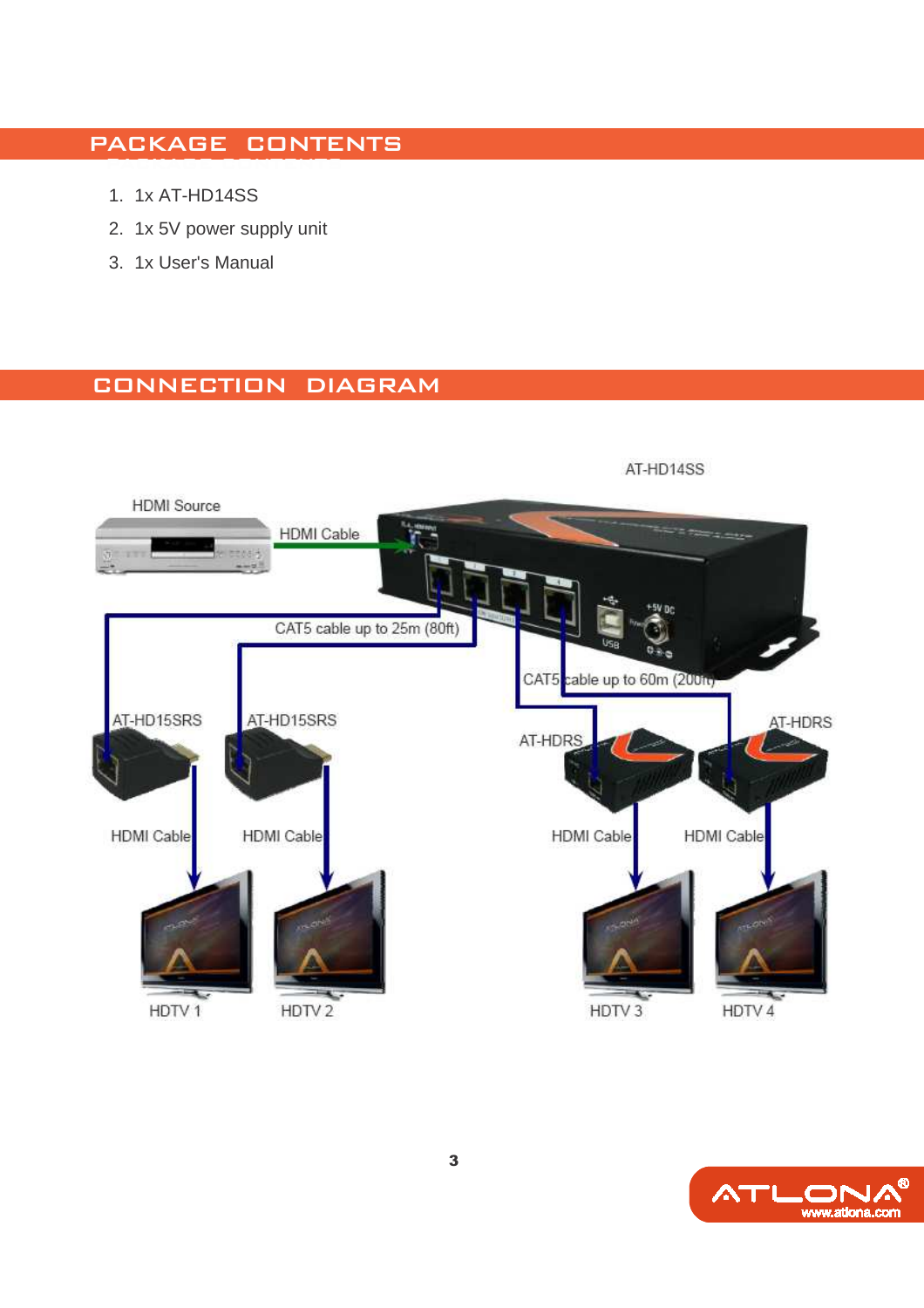## PACKAGE CONTENTS

1. 1x AT-HD14SS
2. 1x 5V power supply unit
3. 1x User's Manual

## CONNECTION DIAGRAM

AT-HD14SS

HDMI Source

HDMI Cable

CAT5 cable up to 25m (80ft)

CAT5 cable up to 60m (200ft)

AT-HD15SRS

AT-HD15SRS

AT-HDRS

AT-HDRS

HDMI Cable

HDMI Cable

HDMI Cable

HDMI Cable

HDTV 1

HDTV 2

HDTV 3

HDTV 4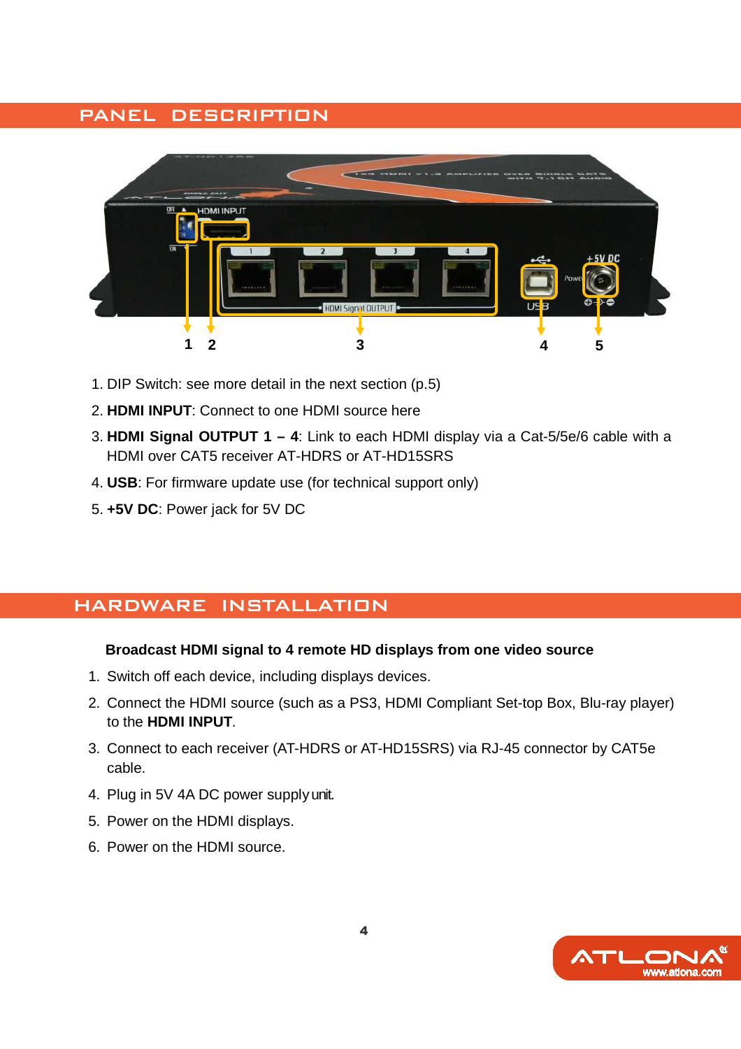## PANEL DESCRIPTION

1. DIP Switch: see more detail in the next section (p.5)
2. **HDMI INPUT**: Connect to one HDMI source here
3. **HDMI Signal OUTPUT 1 – 4**: Link to each HDMI display via a Cat-5/5e/6 cable with a HDMI over CAT5 receiver AT-HDRS or AT-HD15SRS
4. **USB**: For firmware update use (for technical support only)
5. **+5V DC**: Power jack for 5V DC

## HARDWARE INSTALLATION

**Broadcast HDMI signal to 4 remote HD displays from one video source**

1. Switch off each device, including displays devices.
2. Connect the HDMI source (such as a PS3, HDMI Compliant Set-top Box, Blu-ray player) to the **HDMI INPUT**.
3. Connect to each receiver (AT-HDRS or AT-HD15SRS) via RJ-45 connector by CAT5e cable.
4. Plug in 5V 4A DC power supply unit.
5. Power on the HDMI displays.
6. Power on the HDMI source.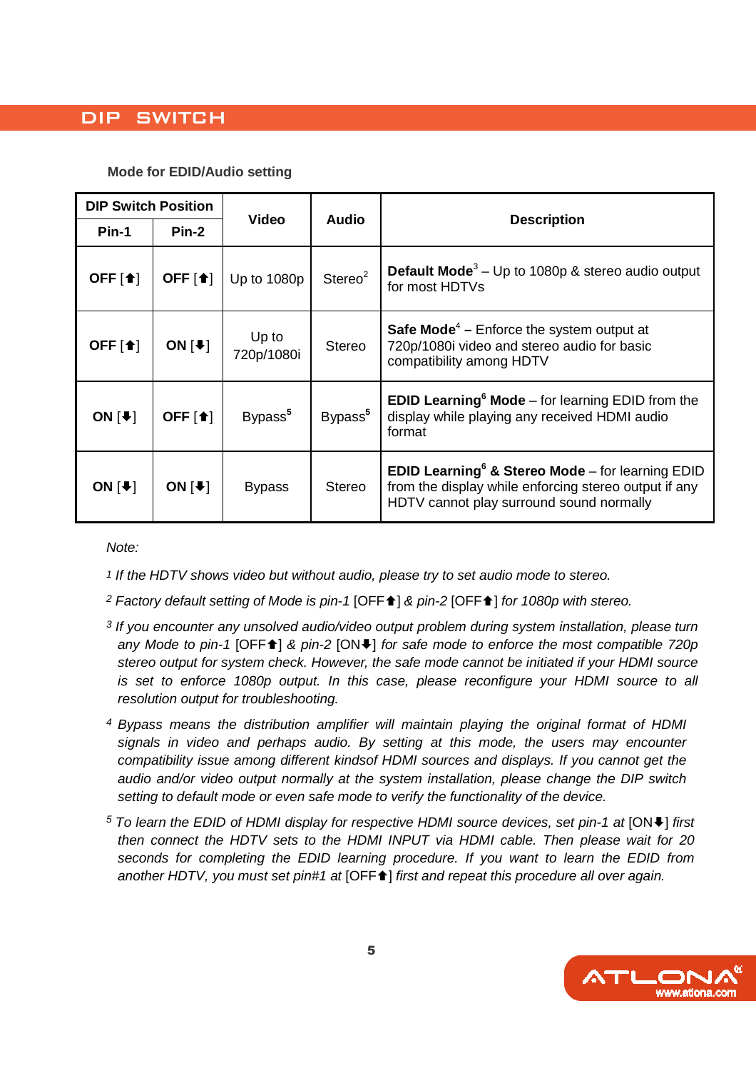## DIP SWITCH

**Mode for EDID/Audio setting**

| DIP Switch Position | | Video | Audio | Description |
|---|---|---|---|---|
| **Pin-1** | **Pin-2** | | | |
| **OFF** [🡅] | **OFF** [🡅] | Up to 1080p | Stereo[2] | **Default Mode**[3] – Up to 1080p & stereo audio output for most HDTVs |
| **OFF** [🡅] | **ON** [🡇] | Up to 720p/1080i | Stereo | **Safe Mode**[4] **–** Enforce the system output at 720p/1080i video and stereo audio for basic compatibility among HDTV |
| **ON** [🡇] | **OFF** [🡅] | Bypass[5] | Bypass[5] | **EDID Learning**[6] **Mode** – for learning EDID from the display while playing any received HDMI audio format |
| **ON** [🡇] | **ON** [🡇] | Bypass | Stereo | **EDID Learning**[6] **& Stereo Mode** – for learning EDID from the display while enforcing stereo output if any HDTV cannot play surround sound normally |

*Note:*

[1] *If the HDTV shows video but without audio, please try to set audio mode to stereo.*

[2] *Factory default setting of Mode is pin-1* [OFF🡅] *& pin-2* [OFF🡅] *for 1080p with stereo.*

[3] *If you encounter any unsolved audio/video output problem during system installation, please turn any Mode to pin-1* [OFF🡅] *& pin-2* [ON🡇] *for safe mode to enforce the most compatible 720p stereo output for system check. However, the safe mode cannot be initiated if your HDMI source is set to enforce 1080p output. In this case, please reconfigure your HDMI source to all resolution output for troubleshooting.*

[4] *Bypass means the distribution amplifier will maintain playing the original format of HDMI signals in video and perhaps audio. By setting at this mode, the users may encounter compatibility issue among different kindsof HDMI sources and displays. If you cannot get the audio and/or video output normally at the system installation, please change the DIP switch setting to default mode or even safe mode to verify the functionality of the device.*

[5] *To learn the EDID of HDMI display for respective HDMI source devices, set pin-1 at* [ON🡇] *first then connect the HDTV sets to the HDMI INPUT via HDMI cable. Then please wait for 20 seconds for completing the EDID learning procedure. If you want to learn the EDID from another HDTV, you must set pin#1 at* [OFF🡅] *first and repeat this procedure all over again.*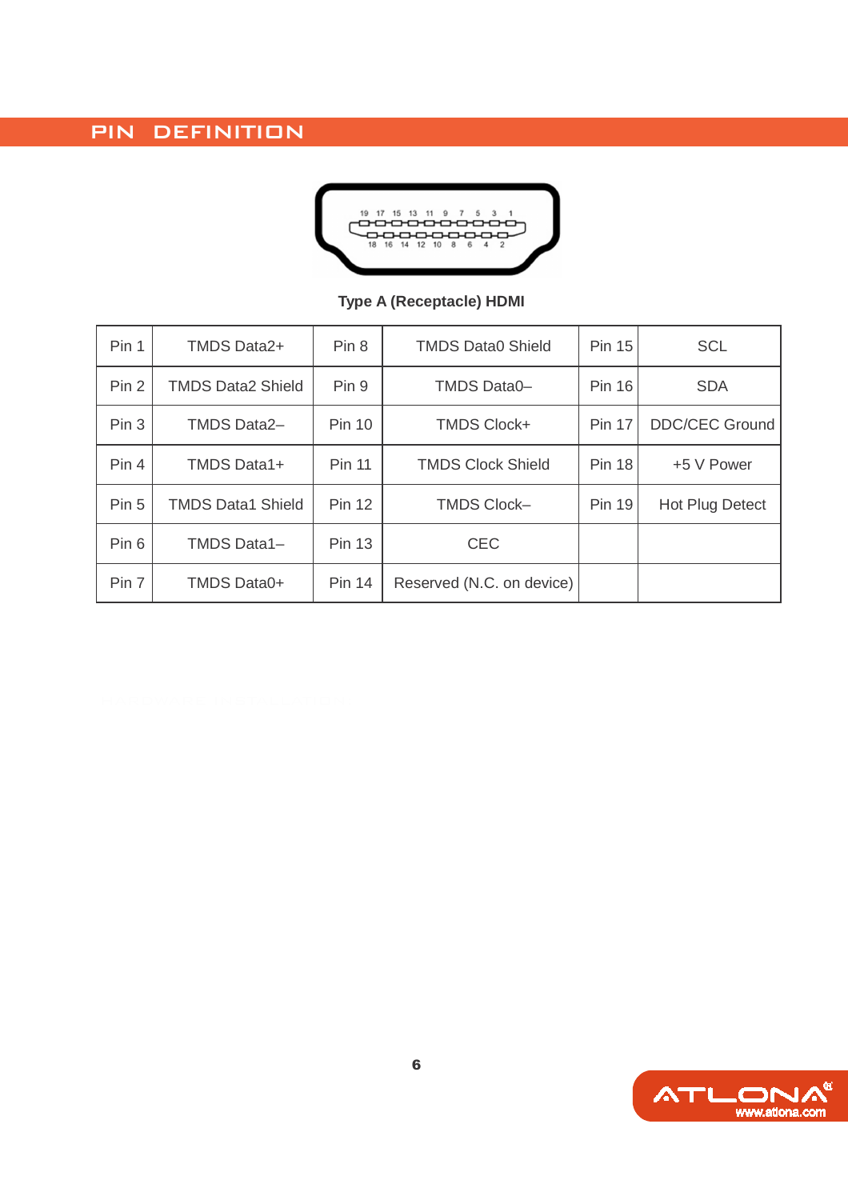## PIN DEFINITION

Type A (Receptacle) HDMI

| | | | | | |
|---|---|---|---|---|---|
| Pin 1 | TMDS Data2+ | Pin 8 | TMDS Data0 Shield | Pin 15 | SCL |
| Pin 2 | TMDS Data2 Shield | Pin 9 | TMDS Data0– | Pin 16 | SDA |
| Pin 3 | TMDS Data2– | Pin 10 | TMDS Clock+ | Pin 17 | DDC/CEC Ground |
| Pin 4 | TMDS Data1+ | Pin 11 | TMDS Clock Shield | Pin 18 | +5 V Power |
| Pin 5 | TMDS Data1 Shield | Pin 12 | TMDS Clock– | Pin 19 | Hot Plug Detect |
| Pin 6 | TMDS Data1– | Pin 13 | CEC | | |
| Pin 7 | TMDS Data0+ | Pin 14 | Reserved (N.C. on device) | | |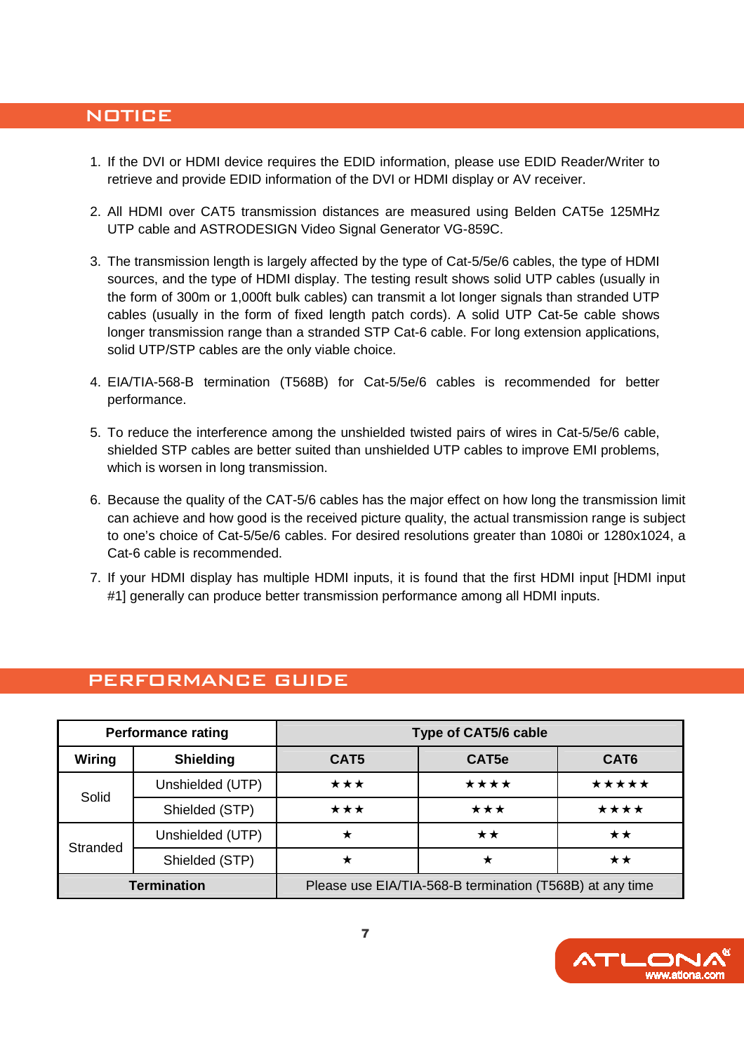## NOTICE

1. If the DVI or HDMI device requires the EDID information, please use EDID Reader/Writer to retrieve and provide EDID information of the DVI or HDMI display or AV receiver.

2. All HDMI over CAT5 transmission distances are measured using Belden CAT5e 125MHz UTP cable and ASTRODESIGN Video Signal Generator VG-859C.

3. The transmission length is largely affected by the type of Cat-5/5e/6 cables, the type of HDMI sources, and the type of HDMI display. The testing result shows solid UTP cables (usually in the form of 300m or 1,000ft bulk cables) can transmit a lot longer signals than stranded UTP cables (usually in the form of fixed length patch cords). A solid UTP Cat-5e cable shows longer transmission range than a stranded STP Cat-6 cable. For long extension applications, solid UTP/STP cables are the only viable choice.

4. EIA/TIA-568-B termination (T568B) for Cat-5/5e/6 cables is recommended for better performance.

5. To reduce the interference among the unshielded twisted pairs of wires in Cat-5/5e/6 cable, shielded STP cables are better suited than unshielded UTP cables to improve EMI problems, which is worsen in long transmission.

6. Because the quality of the CAT-5/6 cables has the major effect on how long the transmission limit can achieve and how good is the received picture quality, the actual transmission range is subject to one's choice of Cat-5/5e/6 cables. For desired resolutions greater than 1080i or 1280x1024, a Cat-6 cable is recommended.

7. If your HDMI display has multiple HDMI inputs, it is found that the first HDMI input [HDMI input #1] generally can produce better transmission performance among all HDMI inputs.

## PERFORMANCE GUIDE

| Performance rating | | Type of CAT5/6 cable | | |
|---|---|---|---|---|
| **Wiring** | **Shielding** | **CAT5** | **CAT5e** | **CAT6** |
| Solid | Unshielded (UTP) | ★★★ | ★★★★ | ★★★★★ |
| | Shielded (STP) | ★★★ | ★★★ | ★★★★ |
| Stranded | Unshielded (UTP) | ★ | ★★ | ★★ |
| | Shielded (STP) | ★ | ★ | ★★ |
| **Termination** | | Please use EIA/TIA-568-B termination (T568B) at any time | | |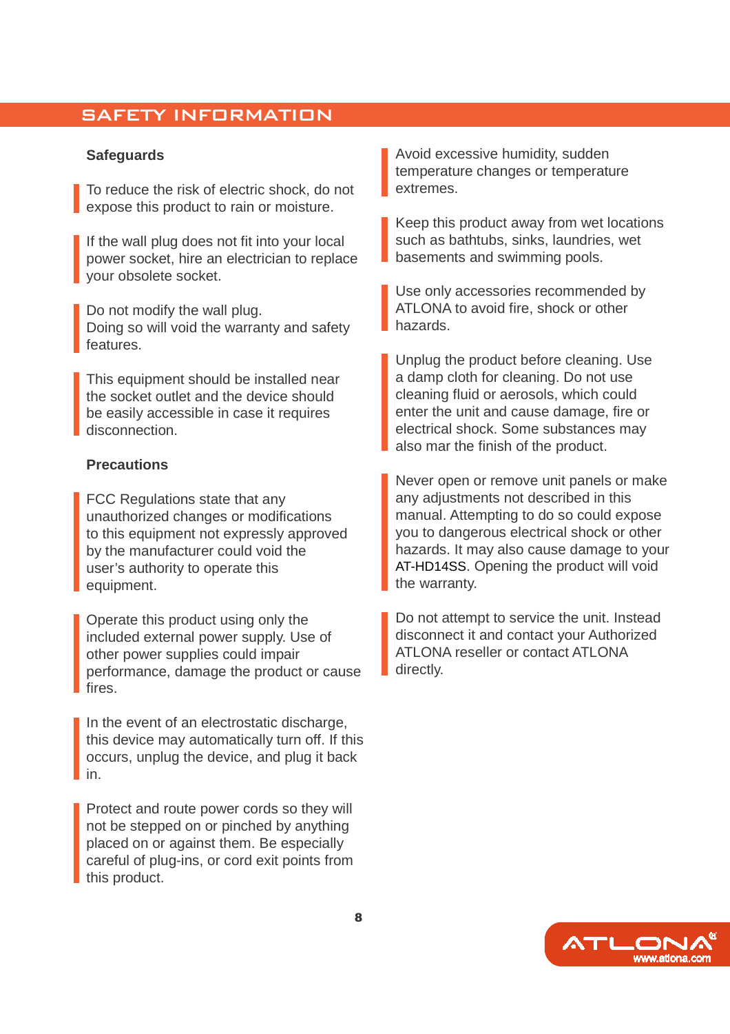# SAFETY INFORMATION

## Safeguards

To reduce the risk of electric shock, do not expose this product to rain or moisture.

If the wall plug does not fit into your local power socket, hire an electrician to replace your obsolete socket.

Do not modify the wall plug.
Doing so will void the warranty and safety features.

This equipment should be installed near the socket outlet and the device should be easily accessible in case it requires disconnection.

## Precautions

FCC Regulations state that any unauthorized changes or modifications to this equipment not expressly approved by the manufacturer could void the user's authority to operate this equipment.

Operate this product using only the included external power supply. Use of other power supplies could impair performance, damage the product or cause fires.

In the event of an electrostatic discharge, this device may automatically turn off. If this occurs, unplug the device, and plug it back in.

Protect and route power cords so they will not be stepped on or pinched by anything placed on or against them. Be especially careful of plug-ins, or cord exit points from this product.

Avoid excessive humidity, sudden temperature changes or temperature extremes.

Keep this product away from wet locations such as bathtubs, sinks, laundries, wet basements and swimming pools.

Use only accessories recommended by ATLONA to avoid fire, shock or other hazards.

Unplug the product before cleaning. Use a damp cloth for cleaning. Do not use cleaning fluid or aerosols, which could enter the unit and cause damage, fire or electrical shock. Some substances may also mar the finish of the product.

Never open or remove unit panels or make any adjustments not described in this manual. Attempting to do so could expose you to dangerous electrical shock or other hazards. It may also cause damage to your AT-HD14SS. Opening the product will void the warranty.

Do not attempt to service the unit. Instead disconnect it and contact your Authorized ATLONA reseller or contact ATLONA directly.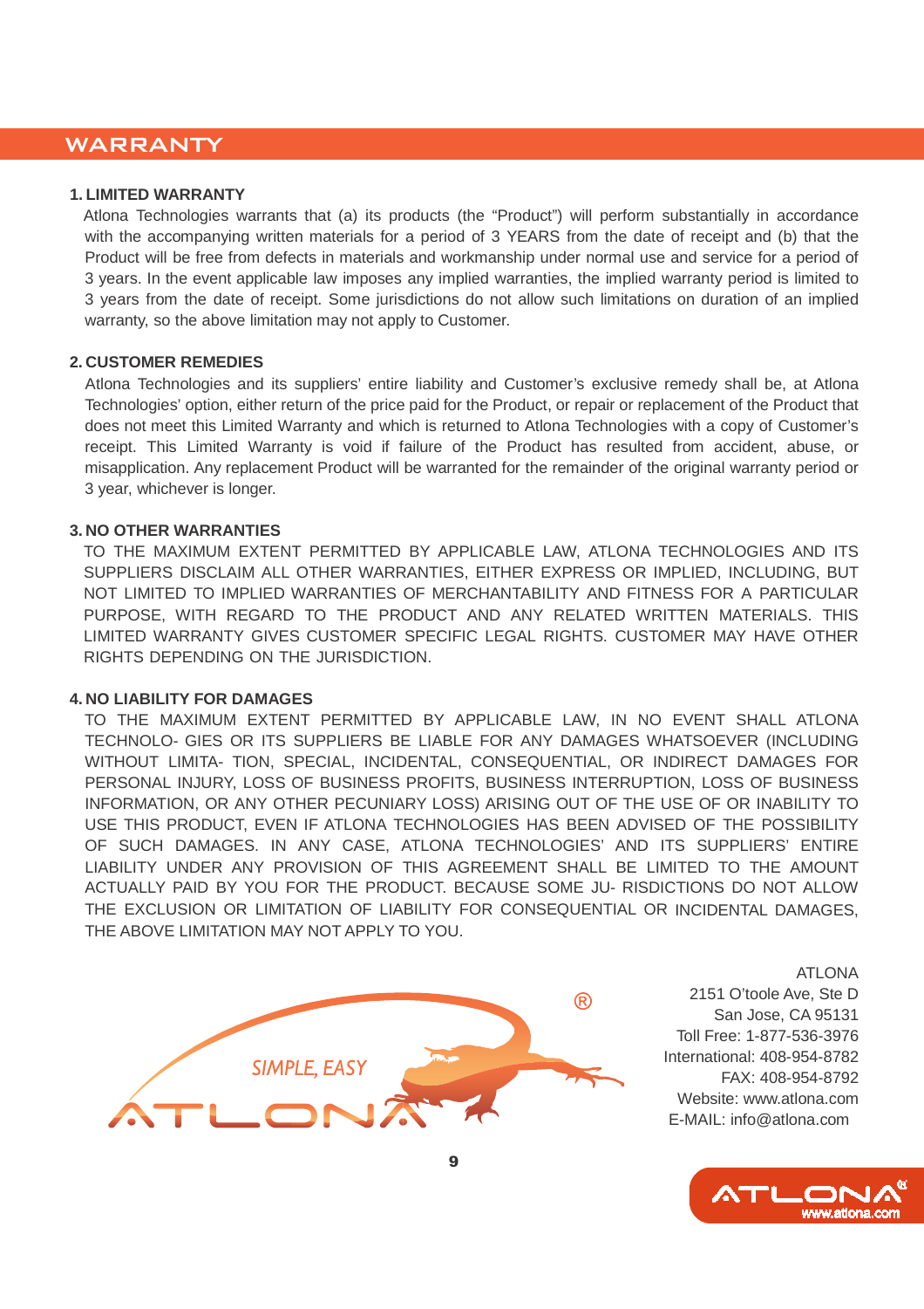# WARRANTY

**1. LIMITED WARRANTY**

Atlona Technologies warrants that (a) its products (the "Product") will perform substantially in accordance with the accompanying written materials for a period of 3 YEARS from the date of receipt and (b) that the Product will be free from defects in materials and workmanship under normal use and service for a period of 3 years. In the event applicable law imposes any implied warranties, the implied warranty period is limited to 3 years from the date of receipt. Some jurisdictions do not allow such limitations on duration of an implied warranty, so the above limitation may not apply to Customer.

**2. CUSTOMER REMEDIES**

Atlona Technologies and its suppliers' entire liability and Customer's exclusive remedy shall be, at Atlona Technologies' option, either return of the price paid for the Product, or repair or replacement of the Product that does not meet this Limited Warranty and which is returned to Atlona Technologies with a copy of Customer's receipt. This Limited Warranty is void if failure of the Product has resulted from accident, abuse, or misapplication. Any replacement Product will be warranted for the remainder of the original warranty period or 3 year, whichever is longer.

**3. NO OTHER WARRANTIES**

TO THE MAXIMUM EXTENT PERMITTED BY APPLICABLE LAW, ATLONA TECHNOLOGIES AND ITS SUPPLIERS DISCLAIM ALL OTHER WARRANTIES, EITHER EXPRESS OR IMPLIED, INCLUDING, BUT NOT LIMITED TO IMPLIED WARRANTIES OF MERCHANTABILITY AND FITNESS FOR A PARTICULAR PURPOSE, WITH REGARD TO THE PRODUCT AND ANY RELATED WRITTEN MATERIALS. THIS LIMITED WARRANTY GIVES CUSTOMER SPECIFIC LEGAL RIGHTS. CUSTOMER MAY HAVE OTHER RIGHTS DEPENDING ON THE JURISDICTION.

**4. NO LIABILITY FOR DAMAGES**

TO THE MAXIMUM EXTENT PERMITTED BY APPLICABLE LAW, IN NO EVENT SHALL ATLONA TECHNOLO- GIES OR ITS SUPPLIERS BE LIABLE FOR ANY DAMAGES WHATSOEVER (INCLUDING WITHOUT LIMITA- TION, SPECIAL, INCIDENTAL, CONSEQUENTIAL, OR INDIRECT DAMAGES FOR PERSONAL INJURY, LOSS OF BUSINESS PROFITS, BUSINESS INTERRUPTION, LOSS OF BUSINESS INFORMATION, OR ANY OTHER PECUNIARY LOSS) ARISING OUT OF THE USE OF OR INABILITY TO USE THIS PRODUCT, EVEN IF ATLONA TECHNOLOGIES HAS BEEN ADVISED OF THE POSSIBILITY OF SUCH DAMAGES. IN ANY CASE, ATLONA TECHNOLOGIES' AND ITS SUPPLIERS' ENTIRE LIABILITY UNDER ANY PROVISION OF THIS AGREEMENT SHALL BE LIMITED TO THE AMOUNT ACTUALLY PAID BY YOU FOR THE PRODUCT. BECAUSE SOME JU- RISDICTIONS DO NOT ALLOW THE EXCLUSION OR LIMITATION OF LIABILITY FOR CONSEQUENTIAL OR INCIDENTAL DAMAGES, THE ABOVE LIMITATION MAY NOT APPLY TO YOU.

SIMPLE, EASY
ATLONA®

ATLONA
2151 O'toole Ave, Ste D
San Jose, CA 95131
Toll Free: 1-877-536-3976
International: 408-954-8782
FAX: 408-954-8792
Website: www.atlona.com
E-MAIL: info@atlona.com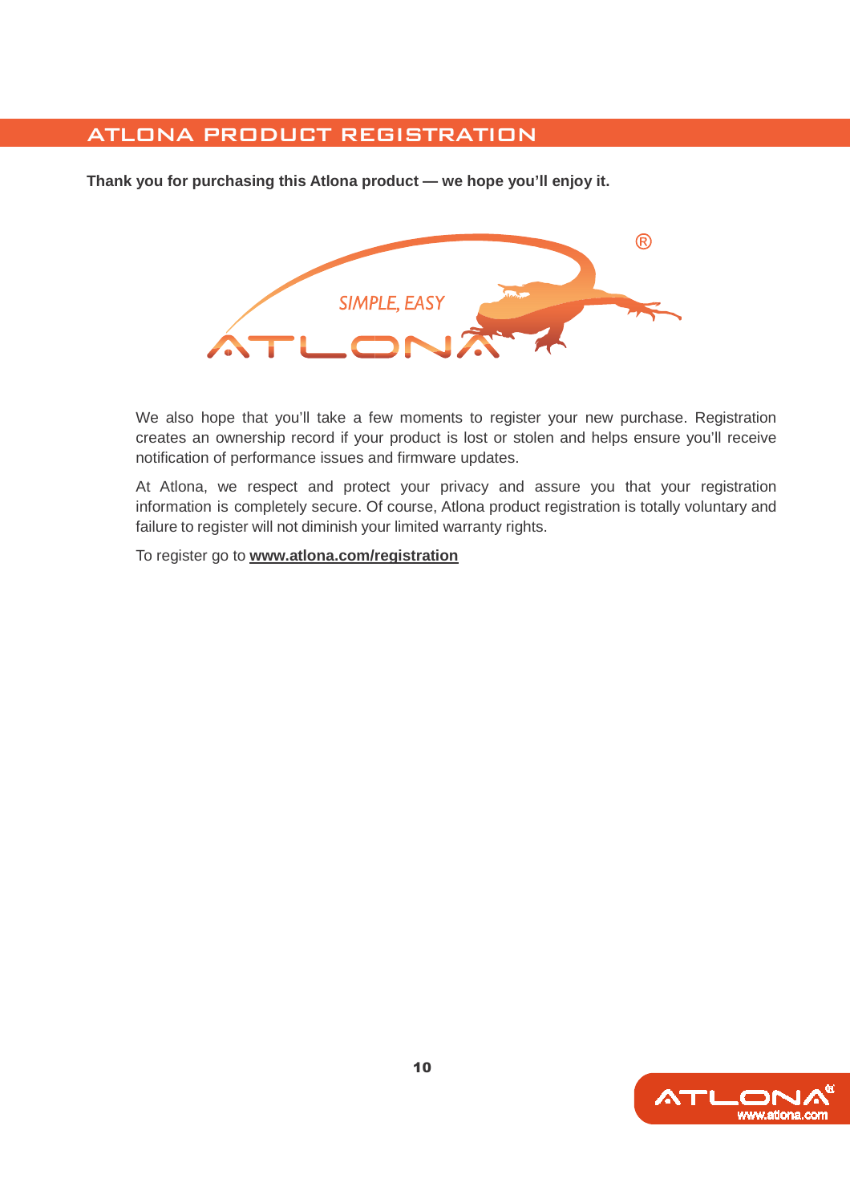# ATLONA PRODUCT REGISTRATION

**Thank you for purchasing this Atlona product — we hope you'll enjoy it.**

SIMPLE, EASY

ATLONA®

We also hope that you'll take a few moments to register your new purchase. Registration creates an ownership record if your product is lost or stolen and helps ensure you'll receive notification of performance issues and firmware updates.

At Atlona, we respect and protect your privacy and assure you that your registration information is completely secure. Of course, Atlona product registration is totally voluntary and failure to register will not diminish your limited warranty rights.

To register go to **www.atlona.com/registration**